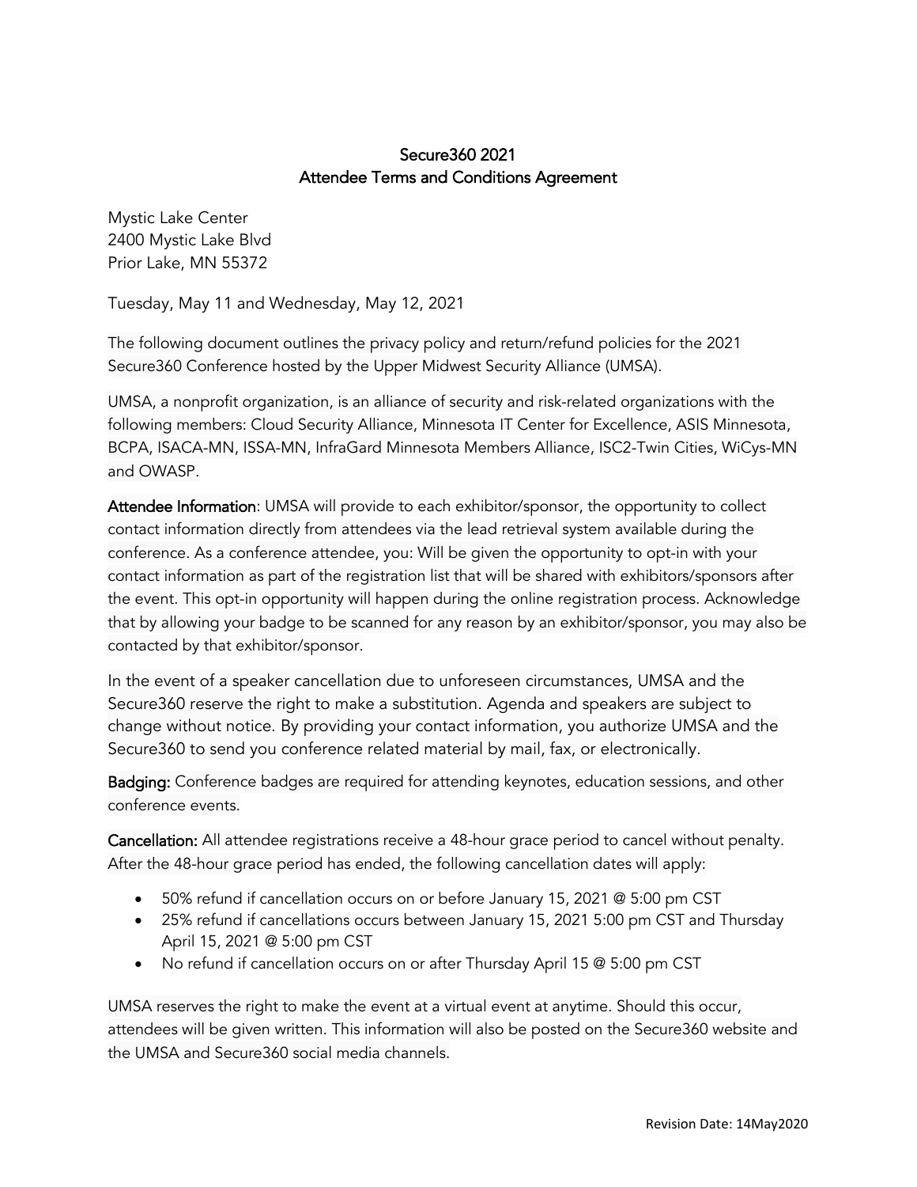# Secure360 2021
## Attendee Terms and Conditions Agreement

Mystic Lake Center
2400 Mystic Lake Blvd
Prior Lake, MN 55372

Tuesday, May 11 and Wednesday, May 12, 2021

The following document outlines the privacy policy and return/refund policies for the 2021 Secure360 Conference hosted by the Upper Midwest Security Alliance (UMSA).

UMSA, a nonprofit organization, is an alliance of security and risk-related organizations with the following members: Cloud Security Alliance, Minnesota IT Center for Excellence, ASIS Minnesota, BCPA, ISACA-MN, ISSA-MN, InfraGard Minnesota Members Alliance, ISC2-Twin Cities, WiCys-MN and OWASP.

**Attendee Information**: UMSA will provide to each exhibitor/sponsor, the opportunity to collect contact information directly from attendees via the lead retrieval system available during the conference. As a conference attendee, you: Will be given the opportunity to opt-in with your contact information as part of the registration list that will be shared with exhibitors/sponsors after the event. This opt-in opportunity will happen during the online registration process. Acknowledge that by allowing your badge to be scanned for any reason by an exhibitor/sponsor, you may also be contacted by that exhibitor/sponsor.

In the event of a speaker cancellation due to unforeseen circumstances, UMSA and the Secure360 reserve the right to make a substitution. Agenda and speakers are subject to change without notice. By providing your contact information, you authorize UMSA and the Secure360 to send you conference related material by mail, fax, or electronically.

**Badging:** Conference badges are required for attending keynotes, education sessions, and other conference events.

**Cancellation:** All attendee registrations receive a 48-hour grace period to cancel without penalty. After the 48-hour grace period has ended, the following cancellation dates will apply:

- 50% refund if cancellation occurs on or before January 15, 2021 @ 5:00 pm CST
- 25% refund if cancellations occurs between January 15, 2021 5:00 pm CST and Thursday April 15, 2021 @ 5:00 pm CST
- No refund if cancellation occurs on or after Thursday April 15 @ 5:00 pm CST

UMSA reserves the right to make the event at a virtual event at anytime. Should this occur, attendees will be given written. This information will also be posted on the Secure360 website and the UMSA and Secure360 social media channels.

Revision Date: 14May2020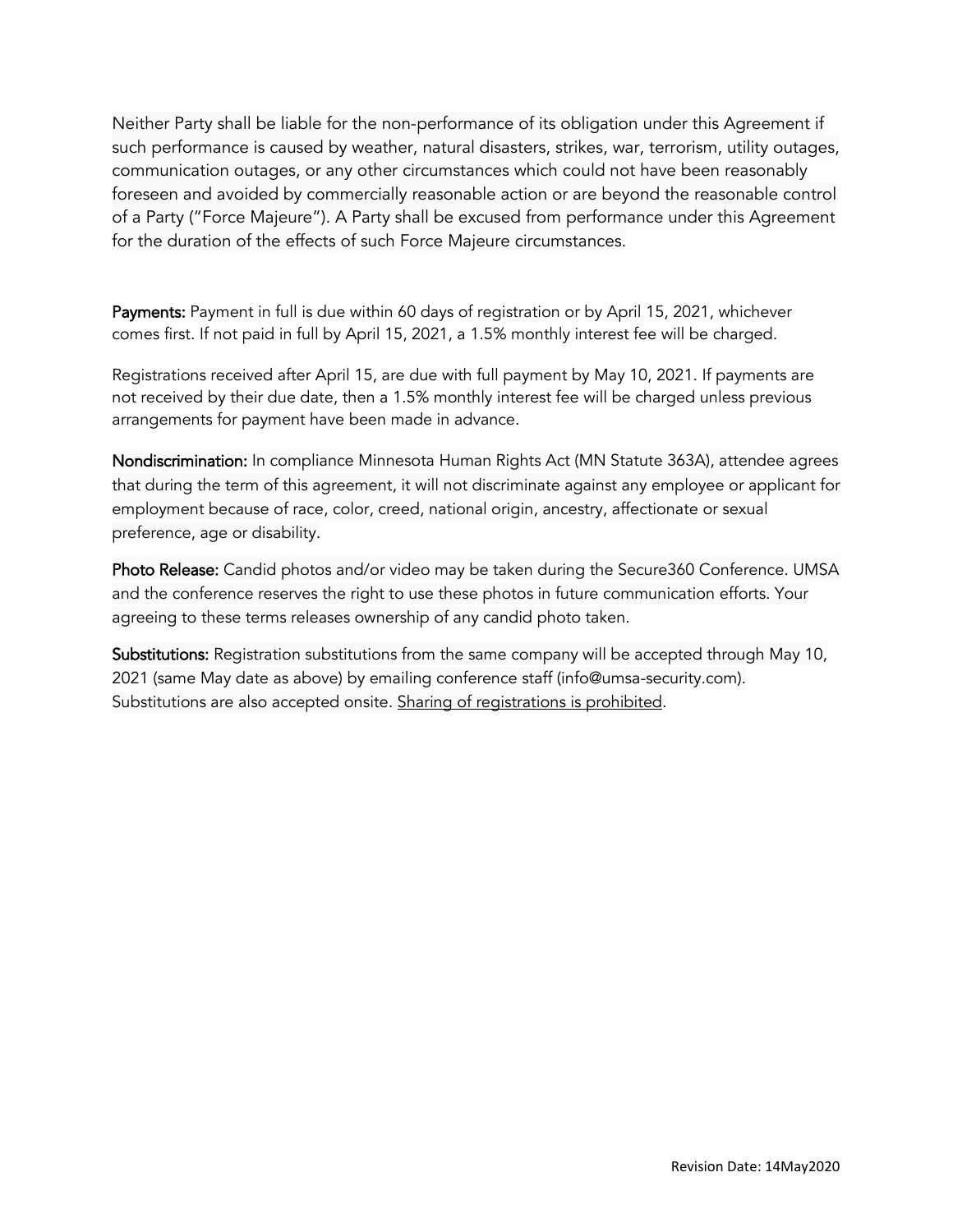Neither Party shall be liable for the non-performance of its obligation under this Agreement if such performance is caused by weather, natural disasters, strikes, war, terrorism, utility outages, communication outages, or any other circumstances which could not have been reasonably foreseen and avoided by commercially reasonable action or are beyond the reasonable control of a Party ("Force Majeure"). A Party shall be excused from performance under this Agreement for the duration of the effects of such Force Majeure circumstances.

**Payments:** Payment in full is due within 60 days of registration or by April 15, 2021, whichever comes first. If not paid in full by April 15, 2021, a 1.5% monthly interest fee will be charged.

Registrations received after April 15, are due with full payment by May 10, 2021. If payments are not received by their due date, then a 1.5% monthly interest fee will be charged unless previous arrangements for payment have been made in advance.

**Nondiscrimination:** In compliance Minnesota Human Rights Act (MN Statute 363A), attendee agrees that during the term of this agreement, it will not discriminate against any employee or applicant for employment because of race, color, creed, national origin, ancestry, affectionate or sexual preference, age or disability.

**Photo Release:** Candid photos and/or video may be taken during the Secure360 Conference. UMSA and the conference reserves the right to use these photos in future communication efforts. Your agreeing to these terms releases ownership of any candid photo taken.

**Substitutions:** Registration substitutions from the same company will be accepted through May 10, 2021 (same May date as above) by emailing conference staff (info@umsa-security.com). Substitutions are also accepted onsite. <u>Sharing of registrations is prohibited</u>.

Revision Date: 14May2020